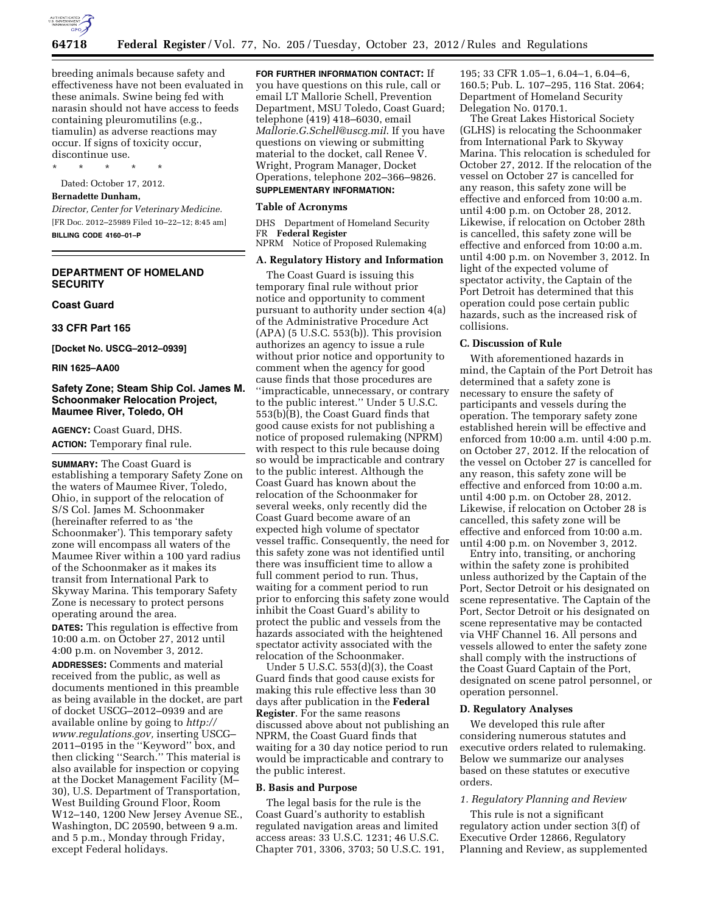breeding animals because safety and effectiveness have not been evaluated in these animals. Swine being fed with narasin should not have access to feeds containing pleuromutilins (e.g., tiamulin) as adverse reactions may occur. If signs of toxicity occur, discontinue use.

\* \* \* \* \*

Dated: October 17, 2012.

**Bernadette Dunham,**

*Director, Center for Veterinary Medicine.*

[FR Doc. 2012–25989 Filed 10–22–12; 8:45 am]

**BILLING CODE 4160–01–P**

## DEPARTMENT OF HOMELAND SECURITY

### Coast Guard

### 33 CFR Part 165

**[Docket No. USCG–2012–0939]**

**RIN 1625–AA00**

## Safety Zone; Steam Ship Col. James M. Schoonmaker Relocation Project, Maumee River, Toledo, OH

**AGENCY:** Coast Guard, DHS.

**ACTION:** Temporary final rule.

**SUMMARY:** The Coast Guard is establishing a temporary Safety Zone on the waters of Maumee River, Toledo, Ohio, in support of the relocation of S/S Col. James M. Schoonmaker (hereinafter referred to as 'the Schoonmaker'). This temporary safety zone will encompass all waters of the Maumee River within a 100 yard radius of the Schoonmaker as it makes its transit from International Park to Skyway Marina. This temporary Safety Zone is necessary to protect persons operating around the area.

**DATES:** This regulation is effective from 10:00 a.m. on October 27, 2012 until 4:00 p.m. on November 3, 2012.

**ADDRESSES:** Comments and material received from the public, as well as documents mentioned in this preamble as being available in the docket, are part of docket USCG–2012–0939 and are available online by going to *http://www.regulations.gov,* inserting USCG–2011–0195 in the ''Keyword'' box, and then clicking ''Search.'' This material is also available for inspection or copying at the Docket Management Facility (M–30), U.S. Department of Transportation, West Building Ground Floor, Room W12–140, 1200 New Jersey Avenue SE., Washington, DC 20590, between 9 a.m. and 5 p.m., Monday through Friday, except Federal holidays.

**FOR FURTHER INFORMATION CONTACT:** If you have questions on this rule, call or email LT Mallorie Schell, Prevention Department, MSU Toledo, Coast Guard; telephone (419) 418–6030, email *Mallorie.G.Schell@uscg.mil*. If you have questions on viewing or submitting material to the docket, call Renee V. Wright, Program Manager, Docket Operations, telephone 202–366–9826.

**SUPPLEMENTARY INFORMATION:**

### Table of Acronyms

DHS Department of Homeland Security
FR **Federal Register**
NPRM Notice of Proposed Rulemaking

### A. Regulatory History and Information

The Coast Guard is issuing this temporary final rule without prior notice and opportunity to comment pursuant to authority under section 4(a) of the Administrative Procedure Act (APA) (5 U.S.C. 553(b)). This provision authorizes an agency to issue a rule without prior notice and opportunity to comment when the agency for good cause finds that those procedures are ''impracticable, unnecessary, or contrary to the public interest.'' Under 5 U.S.C. 553(b)(B), the Coast Guard finds that good cause exists for not publishing a notice of proposed rulemaking (NPRM) with respect to this rule because doing so would be impracticable and contrary to the public interest. Although the Coast Guard has known about the relocation of the Schoonmaker for several weeks, only recently did the Coast Guard become aware of an expected high volume of spectator vessel traffic. Consequently, the need for this safety zone was not identified until there was insufficient time to allow a full comment period to run. Thus, waiting for a comment period to run prior to enforcing this safety zone would inhibit the Coast Guard's ability to protect the public and vessels from the hazards associated with the heightened spectator activity associated with the relocation of the Schoonmaker.

Under 5 U.S.C. 553(d)(3), the Coast Guard finds that good cause exists for making this rule effective less than 30 days after publication in the **Federal Register**. For the same reasons discussed above about not publishing an NPRM, the Coast Guard finds that waiting for a 30 day notice period to run would be impracticable and contrary to the public interest.

### B. Basis and Purpose

The legal basis for the rule is the Coast Guard's authority to establish regulated navigation areas and limited access areas: 33 U.S.C. 1231; 46 U.S.C. Chapter 701, 3306, 3703; 50 U.S.C. 191, 195; 33 CFR 1.05–1, 6.04–1, 6.04–6, 160.5; Pub. L. 107–295, 116 Stat. 2064; Department of Homeland Security Delegation No. 0170.1.

The Great Lakes Historical Society (GLHS) is relocating the Schoonmaker from International Park to Skyway Marina. This relocation is scheduled for October 27, 2012. If the relocation of the vessel on October 27 is cancelled for any reason, this safety zone will be effective and enforced from 10:00 a.m. until 4:00 p.m. on October 28, 2012. Likewise, if relocation on October 28th is cancelled, this safety zone will be effective and enforced from 10:00 a.m. until 4:00 p.m. on November 3, 2012. In light of the expected volume of spectator activity, the Captain of the Port Detroit has determined that this operation could pose certain public hazards, such as the increased risk of collisions.

### C. Discussion of Rule

With aforementioned hazards in mind, the Captain of the Port Detroit has determined that a safety zone is necessary to ensure the safety of participants and vessels during the operation. The temporary safety zone established herein will be effective and enforced from 10:00 a.m. until 4:00 p.m. on October 27, 2012. If the relocation of the vessel on October 27 is cancelled for any reason, this safety zone will be effective and enforced from 10:00 a.m. until 4:00 p.m. on October 28, 2012. Likewise, if relocation on October 28 is cancelled, this safety zone will be effective and enforced from 10:00 a.m. until 4:00 p.m. on November 3, 2012.

Entry into, transiting, or anchoring within the safety zone is prohibited unless authorized by the Captain of the Port, Sector Detroit or his designated on scene representative. The Captain of the Port, Sector Detroit or his designated on scene representative may be contacted via VHF Channel 16. All persons and vessels allowed to enter the safety zone shall comply with the instructions of the Coast Guard Captain of the Port, designated on scene patrol personnel, or operation personnel.

### D. Regulatory Analyses

We developed this rule after considering numerous statutes and executive orders related to rulemaking. Below we summarize our analyses based on these statutes or executive orders.

#### *1. Regulatory Planning and Review*

This rule is not a significant regulatory action under section 3(f) of Executive Order 12866, Regulatory Planning and Review, as supplemented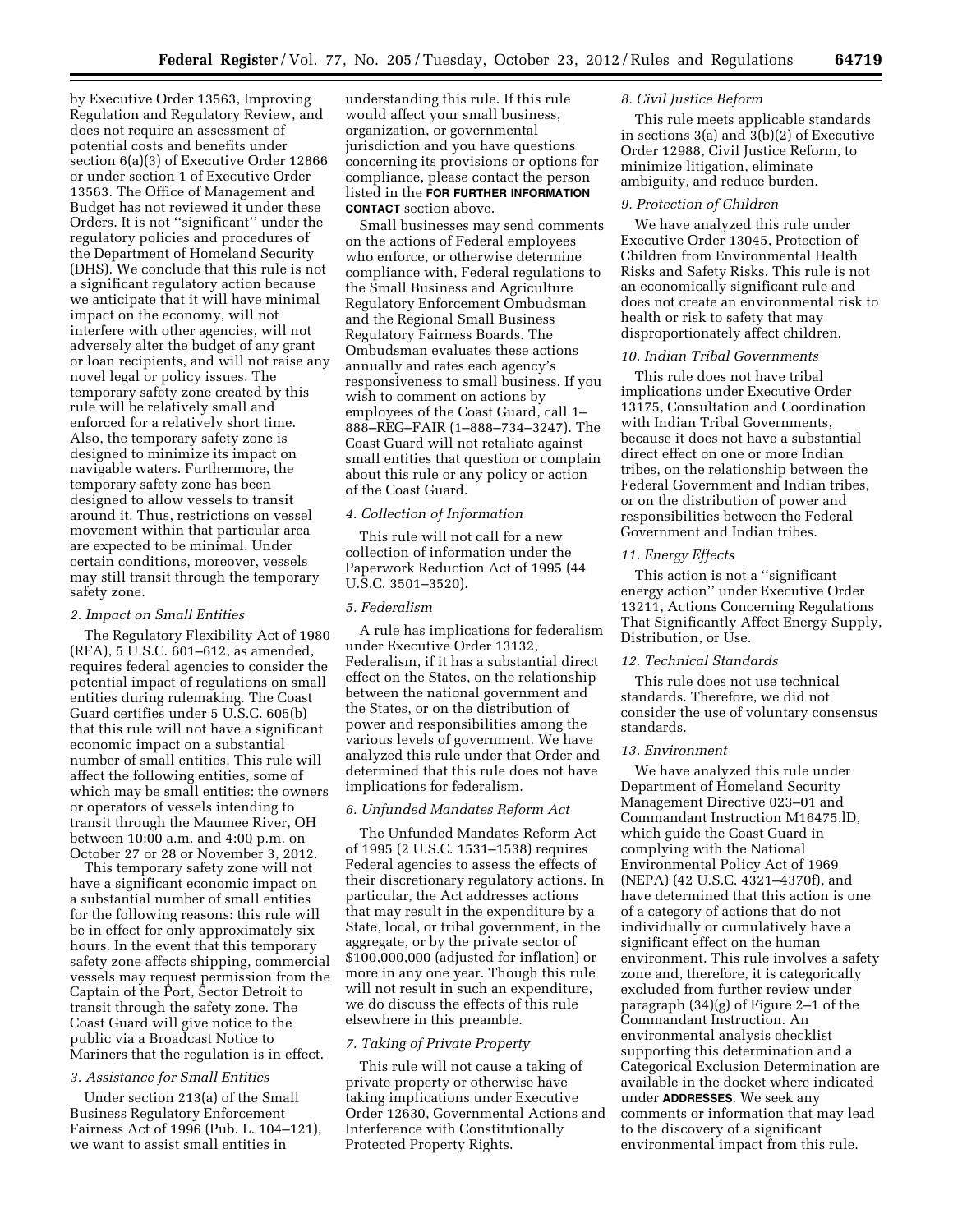by Executive Order 13563, Improving Regulation and Regulatory Review, and does not require an assessment of potential costs and benefits under section 6(a)(3) of Executive Order 12866 or under section 1 of Executive Order 13563. The Office of Management and Budget has not reviewed it under these Orders. It is not ''significant'' under the regulatory policies and procedures of the Department of Homeland Security (DHS). We conclude that this rule is not a significant regulatory action because we anticipate that it will have minimal impact on the economy, will not interfere with other agencies, will not adversely alter the budget of any grant or loan recipients, and will not raise any novel legal or policy issues. The temporary safety zone created by this rule will be relatively small and enforced for a relatively short time. Also, the temporary safety zone is designed to minimize its impact on navigable waters. Furthermore, the temporary safety zone has been designed to allow vessels to transit around it. Thus, restrictions on vessel movement within that particular area are expected to be minimal. Under certain conditions, moreover, vessels may still transit through the temporary safety zone.

*2. Impact on Small Entities*

The Regulatory Flexibility Act of 1980 (RFA), 5 U.S.C. 601–612, as amended, requires federal agencies to consider the potential impact of regulations on small entities during rulemaking. The Coast Guard certifies under 5 U.S.C. 605(b) that this rule will not have a significant economic impact on a substantial number of small entities. This rule will affect the following entities, some of which may be small entities: the owners or operators of vessels intending to transit through the Maumee River, OH between 10:00 a.m. and 4:00 p.m. on October 27 or 28 or November 3, 2012.

This temporary safety zone will not have a significant economic impact on a substantial number of small entities for the following reasons: this rule will be in effect for only approximately six hours. In the event that this temporary safety zone affects shipping, commercial vessels may request permission from the Captain of the Port, Sector Detroit to transit through the safety zone. The Coast Guard will give notice to the public via a Broadcast Notice to Mariners that the regulation is in effect.

*3. Assistance for Small Entities*

Under section 213(a) of the Small Business Regulatory Enforcement Fairness Act of 1996 (Pub. L. 104–121), we want to assist small entities in understanding this rule. If this rule would affect your small business, organization, or governmental jurisdiction and you have questions concerning its provisions or options for compliance, please contact the person listed in the **FOR FURTHER INFORMATION CONTACT** section above.

Small businesses may send comments on the actions of Federal employees who enforce, or otherwise determine compliance with, Federal regulations to the Small Business and Agriculture Regulatory Enforcement Ombudsman and the Regional Small Business Regulatory Fairness Boards. The Ombudsman evaluates these actions annually and rates each agency's responsiveness to small business. If you wish to comment on actions by employees of the Coast Guard, call 1–888–REG–FAIR (1–888–734–3247). The Coast Guard will not retaliate against small entities that question or complain about this rule or any policy or action of the Coast Guard.

*4. Collection of Information*

This rule will not call for a new collection of information under the Paperwork Reduction Act of 1995 (44 U.S.C. 3501–3520).

*5. Federalism*

A rule has implications for federalism under Executive Order 13132, Federalism, if it has a substantial direct effect on the States, on the relationship between the national government and the States, or on the distribution of power and responsibilities among the various levels of government. We have analyzed this rule under that Order and determined that this rule does not have implications for federalism.

*6. Unfunded Mandates Reform Act*

The Unfunded Mandates Reform Act of 1995 (2 U.S.C. 1531–1538) requires Federal agencies to assess the effects of their discretionary regulatory actions. In particular, the Act addresses actions that may result in the expenditure by a State, local, or tribal government, in the aggregate, or by the private sector of $100,000,000 (adjusted for inflation) or more in any one year. Though this rule will not result in such an expenditure, we do discuss the effects of this rule elsewhere in this preamble.

*7. Taking of Private Property*

This rule will not cause a taking of private property or otherwise have taking implications under Executive Order 12630, Governmental Actions and Interference with Constitutionally Protected Property Rights.

*8. Civil Justice Reform*

This rule meets applicable standards in sections 3(a) and 3(b)(2) of Executive Order 12988, Civil Justice Reform, to minimize litigation, eliminate ambiguity, and reduce burden.

*9. Protection of Children*

We have analyzed this rule under Executive Order 13045, Protection of Children from Environmental Health Risks and Safety Risks. This rule is not an economically significant rule and does not create an environmental risk to health or risk to safety that may disproportionately affect children.

*10. Indian Tribal Governments*

This rule does not have tribal implications under Executive Order 13175, Consultation and Coordination with Indian Tribal Governments, because it does not have a substantial direct effect on one or more Indian tribes, on the relationship between the Federal Government and Indian tribes, or on the distribution of power and responsibilities between the Federal Government and Indian tribes.

*11. Energy Effects*

This action is not a ''significant energy action'' under Executive Order 13211, Actions Concerning Regulations That Significantly Affect Energy Supply, Distribution, or Use.

*12. Technical Standards*

This rule does not use technical standards. Therefore, we did not consider the use of voluntary consensus standards.

*13. Environment*

We have analyzed this rule under Department of Homeland Security Management Directive 023–01 and Commandant Instruction M16475.lD, which guide the Coast Guard in complying with the National Environmental Policy Act of 1969 (NEPA) (42 U.S.C. 4321–4370f), and have determined that this action is one of a category of actions that do not individually or cumulatively have a significant effect on the human environment. This rule involves a safety zone and, therefore, it is categorically excluded from further review under paragraph (34)(g) of Figure 2–1 of the Commandant Instruction. An environmental analysis checklist supporting this determination and a Categorical Exclusion Determination are available in the docket where indicated under **ADDRESSES**. We seek any comments or information that may lead to the discovery of a significant environmental impact from this rule.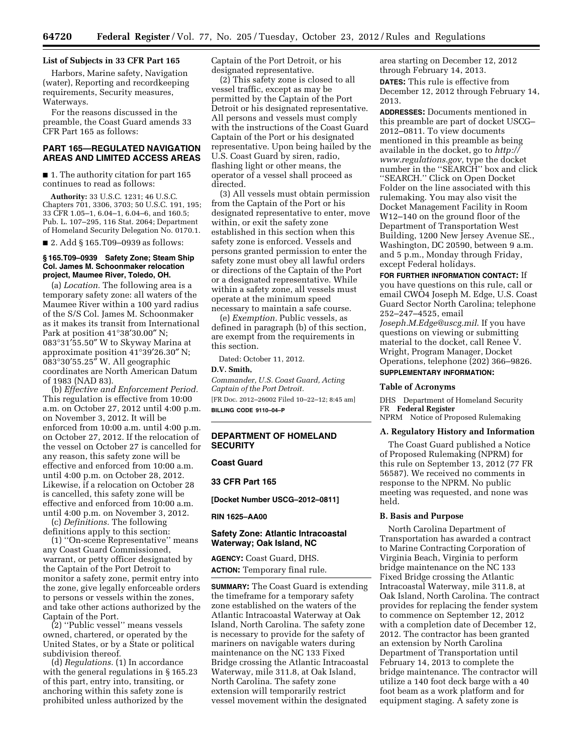**List of Subjects in 33 CFR Part 165**

Harbors, Marine safety, Navigation (water), Reporting and recordkeeping requirements, Security measures, Waterways.

For the reasons discussed in the preamble, the Coast Guard amends 33 CFR Part 165 as follows:

## PART 165—REGULATED NAVIGATION AREAS AND LIMITED ACCESS AREAS

■ 1. The authority citation for part 165 continues to read as follows:

**Authority:** 33 U.S.C. 1231; 46 U.S.C. Chapters 701, 3306, 3703; 50 U.S.C. 191, 195; 33 CFR 1.05–1, 6.04–1, 6.04–6, and 160.5; Pub. L. 107–295, 116 Stat. 2064; Department of Homeland Security Delegation No. 0170.1.

■ 2. Add § 165.T09–0939 as follows:

**§ 165.T09–0939 Safety Zone; Steam Ship Col. James M. Schoonmaker relocation project, Maumee River, Toledo, OH.**

(a) *Location.* The following area is a temporary safety zone: all waters of the Maumee River within a 100 yard radius of the S/S Col. James M. Schoonmaker as it makes its transit from International Park at position 41°38′30.00″ N; 083°31′55.50″ W to Skyway Marina at approximate position 41°39′26.30″ N; 083°30′55.25″ W. All geographic coordinates are North American Datum of 1983 (NAD 83).

(b) *Effective and Enforcement Period.* This regulation is effective from 10:00 a.m. on October 27, 2012 until 4:00 p.m. on November 3, 2012. It will be enforced from 10:00 a.m. until 4:00 p.m. on October 27, 2012. If the relocation of the vessel on October 27 is cancelled for any reason, this safety zone will be effective and enforced from 10:00 a.m. until 4:00 p.m. on October 28, 2012. Likewise, if a relocation on October 28 is cancelled, this safety zone will be effective and enforced from 10:00 a.m. until 4:00 p.m. on November 3, 2012.

(c) *Definitions.* The following definitions apply to this section:

(1) ''On-scene Representative'' means any Coast Guard Commissioned, warrant, or petty officer designated by the Captain of the Port Detroit to monitor a safety zone, permit entry into the zone, give legally enforceable orders to persons or vessels within the zones, and take other actions authorized by the Captain of the Port.

(2) ''Public vessel'' means vessels owned, chartered, or operated by the United States, or by a State or political subdivision thereof.

(d) *Regulations.* (1) In accordance with the general regulations in § 165.23 of this part, entry into, transiting, or anchoring within this safety zone is prohibited unless authorized by the Captain of the Port Detroit, or his designated representative.

(2) This safety zone is closed to all vessel traffic, except as may be permitted by the Captain of the Port Detroit or his designated representative. All persons and vessels must comply with the instructions of the Coast Guard Captain of the Port or his designated representative. Upon being hailed by the U.S. Coast Guard by siren, radio, flashing light or other means, the operator of a vessel shall proceed as directed.

(3) All vessels must obtain permission from the Captain of the Port or his designated representative to enter, move within, or exit the safety zone established in this section when this safety zone is enforced. Vessels and persons granted permission to enter the safety zone must obey all lawful orders or directions of the Captain of the Port or a designated representative. While within a safety zone, all vessels must operate at the minimum speed necessary to maintain a safe course.

(e) *Exemption.* Public vessels, as defined in paragraph (b) of this section, are exempt from the requirements in this section.

Dated: October 11, 2012.

**D.V. Smith,**

*Commander, U.S. Coast Guard, Acting Captain of the Port Detroit.*

[FR Doc. 2012–26002 Filed 10–22–12; 8:45 am]

**BILLING CODE 9110–04–P**

---

## DEPARTMENT OF HOMELAND SECURITY

### Coast Guard

### 33 CFR Part 165

**[Docket Number USCG–2012–0811]**

**RIN 1625–AA00**

## Safety Zone: Atlantic Intracoastal Waterway; Oak Island, NC

**AGENCY:** Coast Guard, DHS.

**ACTION:** Temporary final rule.

**SUMMARY:** The Coast Guard is extending the timeframe for a temporary safety zone established on the waters of the Atlantic Intracoastal Waterway at Oak Island, North Carolina. The safety zone is necessary to provide for the safety of mariners on navigable waters during maintenance on the NC 133 Fixed Bridge crossing the Atlantic Intracoastal Waterway, mile 311.8, at Oak Island, North Carolina. The safety zone extension will temporarily restrict vessel movement within the designated area starting on December 12, 2012 through February 14, 2013.

**DATES:** This rule is effective from December 12, 2012 through February 14, 2013.

**ADDRESSES:** Documents mentioned in this preamble are part of docket USCG–2012–0811. To view documents mentioned in this preamble as being available in the docket, go to *http://www.regulations.gov,* type the docket number in the ''SEARCH'' box and click ''SEARCH.'' Click on Open Docket Folder on the line associated with this rulemaking. You may also visit the Docket Management Facility in Room W12–140 on the ground floor of the Department of Transportation West Building, 1200 New Jersey Avenue SE., Washington, DC 20590, between 9 a.m. and 5 p.m., Monday through Friday, except Federal holidays.

**FOR FURTHER INFORMATION CONTACT:** If you have questions on this rule, call or email CWO4 Joseph M. Edge, U.S. Coast Guard Sector North Carolina; telephone 252–247–4525, email *Joseph.M.Edge@uscg.mil*. If you have questions on viewing or submitting material to the docket, call Renee V. Wright, Program Manager, Docket Operations, telephone (202) 366–9826.

**SUPPLEMENTARY INFORMATION:**

### Table of Acronyms

DHS Department of Homeland Security
FR **Federal Register**
NPRM Notice of Proposed Rulemaking

### A. Regulatory History and Information

The Coast Guard published a Notice of Proposed Rulemaking (NPRM) for this rule on September 13, 2012 (77 FR 56587). We received no comments in response to the NPRM. No public meeting was requested, and none was held.

### B. Basis and Purpose

North Carolina Department of Transportation has awarded a contract to Marine Contracting Corporation of Virginia Beach, Virginia to perform bridge maintenance on the NC 133 Fixed Bridge crossing the Atlantic Intracoastal Waterway, mile 311.8, at Oak Island, North Carolina. The contract provides for replacing the fender system to commence on September 12, 2012 with a completion date of December 12, 2012. The contractor has been granted an extension by North Carolina Department of Transportation until February 14, 2013 to complete the bridge maintenance. The contractor will utilize a 140 foot deck barge with a 40 foot beam as a work platform and for equipment staging. A safety zone is